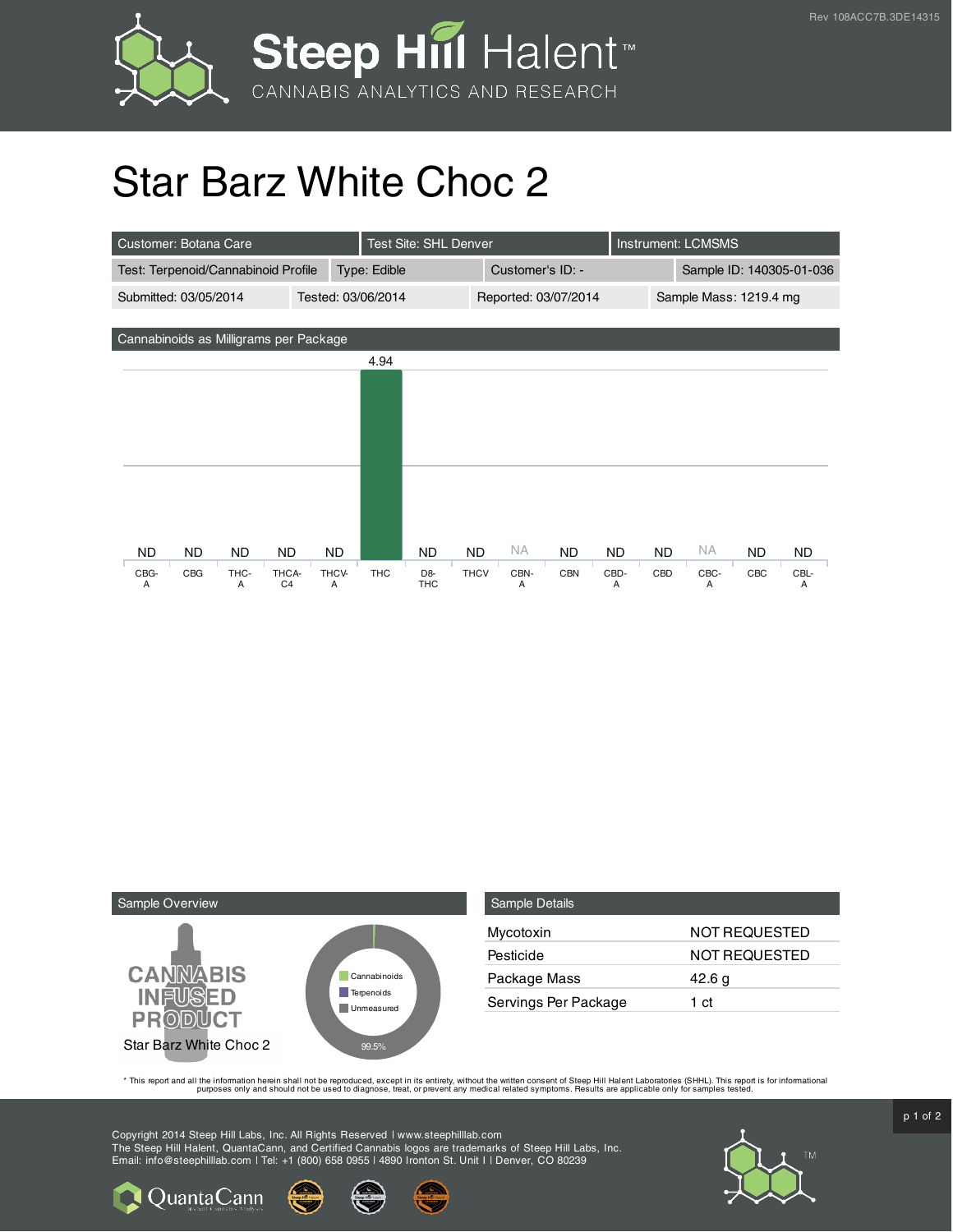# Star Barz White Choc 2

| Customer: Botana Care | Test Site: SHL Denver | Instrument: LCMSMS | |
|---|---|---|---|
| Test: Terpenoid/Cannabinoid Profile | Type: Edible | Customer's ID: - | Sample ID: 140305-01-036 |
| Submitted: 03/05/2014 | Tested: 03/06/2014 | Reported: 03/07/2014 | Sample Mass: 1219.4 mg |

## Cannabinoids as Milligrams per Package

| CBG-A | CBG | THC-A | THCA-C4 | THCV-A | THC | D8-THC | THCV | CBN-A | CBN | CBD-A | CBD | CBC-A | CBC | CBL-A |
|---|---|---|---|---|---|---|---|---|---|---|---|---|---|---|
| ND | ND | ND | ND | ND | 4.94 | ND | ND | NA | ND | ND | ND | NA | ND | ND |

## Sample Overview

CANNABIS INFUSED PRODUCT

Star Barz White Choc 2

- Cannabinoids
- Terpenoids
- Unmeasured

99.5%

## Sample Details

| | |
|---|---|
| Mycotoxin | NOT REQUESTED |
| Pesticide | NOT REQUESTED |
| Package Mass | 42.6 g |
| Servings Per Package | 1 ct |

* This report and all the information herein shall not be reproduced, except in its entirety, without the written consent of Steep Hill Halent Laboratories (SHHL). This report is for informational purposes only and should not be used to diagnose, treat, or prevent any medical related symptoms. Results are applicable only for samples tested.

Copyright 2014 Steep Hill Labs, Inc. All Rights Reserved | www.steephilllab.com
The Steep Hill Halent, QuantaCann, and Certified Cannabis logos are trademarks of Steep Hill Labs, Inc.
Email: info@steephilllab.com | Tel: +1 (800) 658 0955 | 4890 Ironton St. Unit I | Denver, CO 80239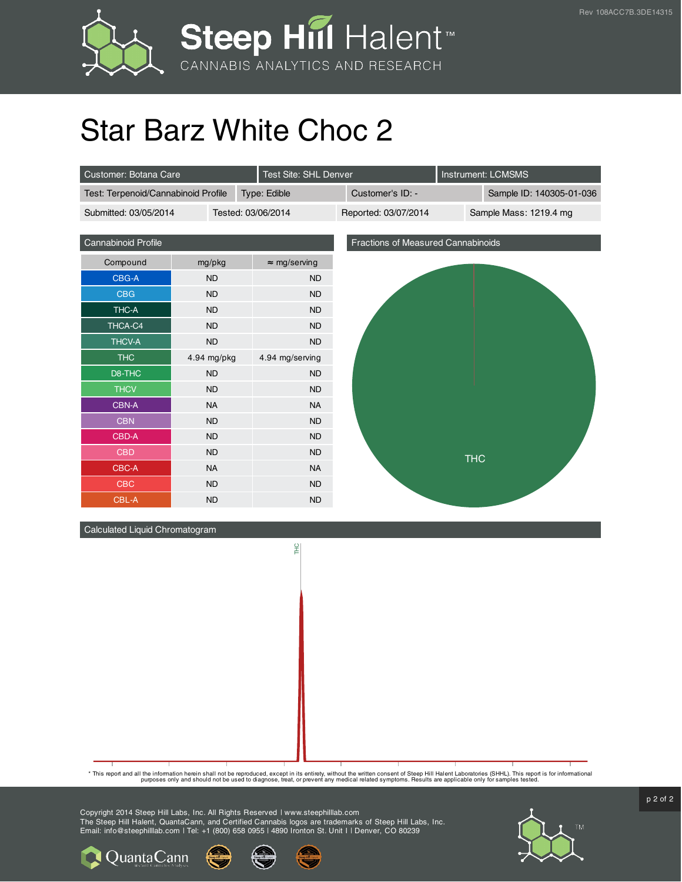Rev 108ACC7B.3DE14315

Steep Hill Halent™
CANNABIS ANALYTICS AND RESEARCH

# Star Barz White Choc 2

| | | | |
|---|---|---|---|
| Customer: Botana Care | Test Site: SHL Denver | Instrument: LCMSMS | |
| Test: Terpenoid/Cannabinoid Profile | Type: Edible | Customer's ID: - | Sample ID: 140305-01-036 |
| Submitted: 03/05/2014 | Tested: 03/06/2014 | Reported: 03/07/2014 | Sample Mass: 1219.4 mg |

## Cannabinoid Profile

| Compound | mg/pkg | ≈ mg/serving |
|---|---|---|
| CBG-A | ND | ND |
| CBG | ND | ND |
| THC-A | ND | ND |
| THCA-C4 | ND | ND |
| THCV-A | ND | ND |
| THC | 4.94 mg/pkg | 4.94 mg/serving |
| D8-THC | ND | ND |
| THCV | ND | ND |
| CBN-A | NA | NA |
| CBN | ND | ND |
| CBD-A | ND | ND |
| CBD | ND | ND |
| CBC-A | NA | NA |
| CBC | ND | ND |
| CBL-A | ND | ND |

## Fractions of Measured Cannabinoids

THC

## Calculated Liquid Chromatogram

THC

* This report and all the information herein shall not be reproduced, except in its entirety, without the written consent of Steep Hill Halent Laboratories (SHHL). This report is for informational purposes only and should not be used to diagnose, treat, or prevent any medical related symptoms. Results are applicable only for samples tested.

Copyright 2014 Steep Hill Labs, Inc. All Rights Reserved | www.steephilllab.com
The Steep Hill Halent, QuantaCann, and Certified Cannabis logos are trademarks of Steep Hill Labs, Inc.
Email: info@steephilllab.com | Tel: +1 (800) 658 0955 | 4890 Ironton St. Unit I | Denver, CO 80239